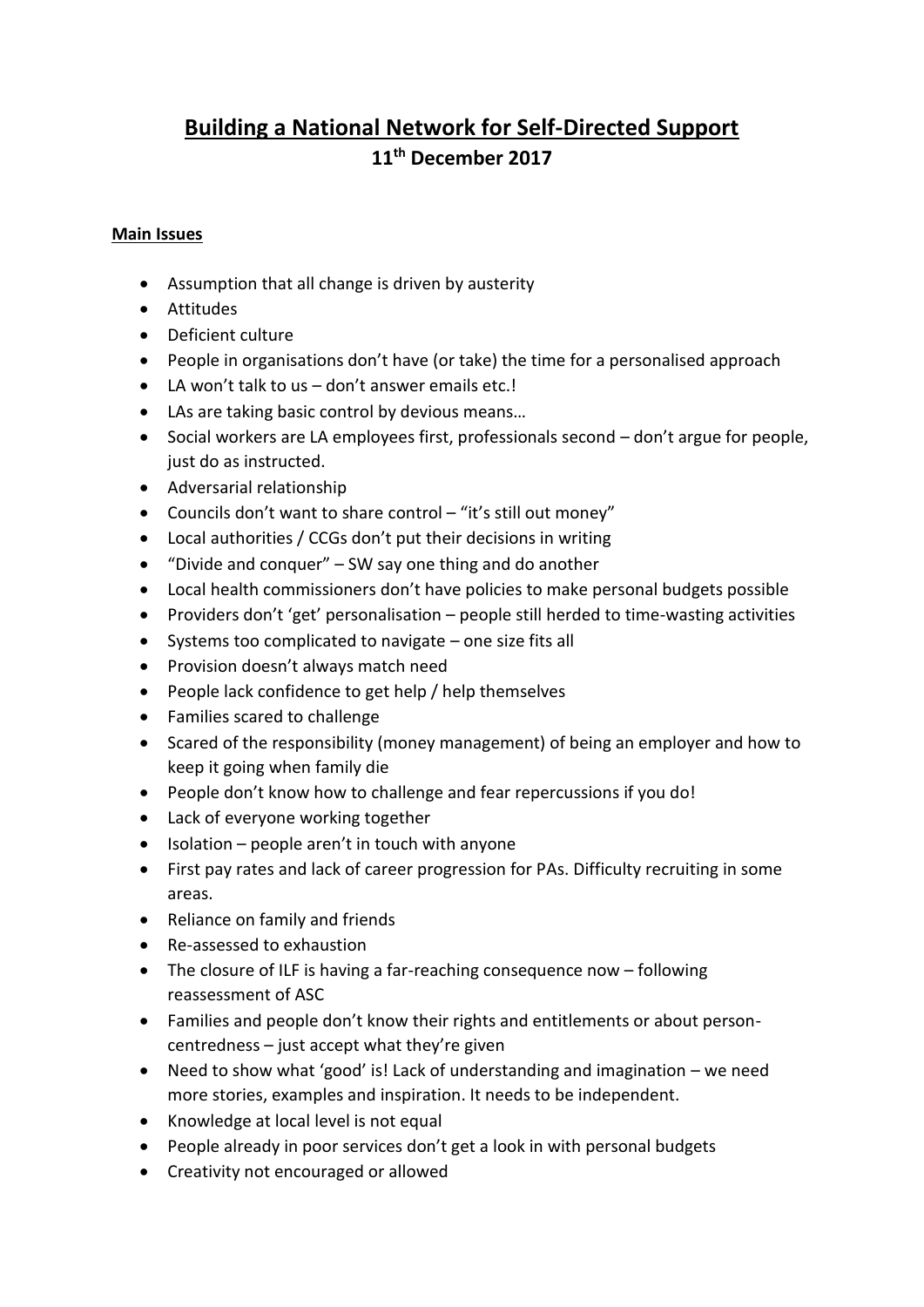# Building a National Network for Self-Directed Support

## 11th December 2017

**Main Issues**

- Assumption that all change is driven by austerity
- Attitudes
- Deficient culture
- People in organisations don't have (or take) the time for a personalised approach
- LA won't talk to us – don't answer emails etc.!
- LAs are taking basic control by devious means…
- Social workers are LA employees first, professionals second – don't argue for people, just do as instructed.
- Adversarial relationship
- Councils don't want to share control – "it's still out money"
- Local authorities / CCGs don't put their decisions in writing
- "Divide and conquer" – SW say one thing and do another
- Local health commissioners don't have policies to make personal budgets possible
- Providers don't 'get' personalisation – people still herded to time-wasting activities
- Systems too complicated to navigate – one size fits all
- Provision doesn't always match need
- People lack confidence to get help / help themselves
- Families scared to challenge
- Scared of the responsibility (money management) of being an employer and how to keep it going when family die
- People don't know how to challenge and fear repercussions if you do!
- Lack of everyone working together
- Isolation – people aren't in touch with anyone
- First pay rates and lack of career progression for PAs. Difficulty recruiting in some areas.
- Reliance on family and friends
- Re-assessed to exhaustion
- The closure of ILF is having a far-reaching consequence now – following reassessment of ASC
- Families and people don't know their rights and entitlements or about person-centredness – just accept what they're given
- Need to show what 'good' is! Lack of understanding and imagination – we need more stories, examples and inspiration. It needs to be independent.
- Knowledge at local level is not equal
- People already in poor services don't get a look in with personal budgets
- Creativity not encouraged or allowed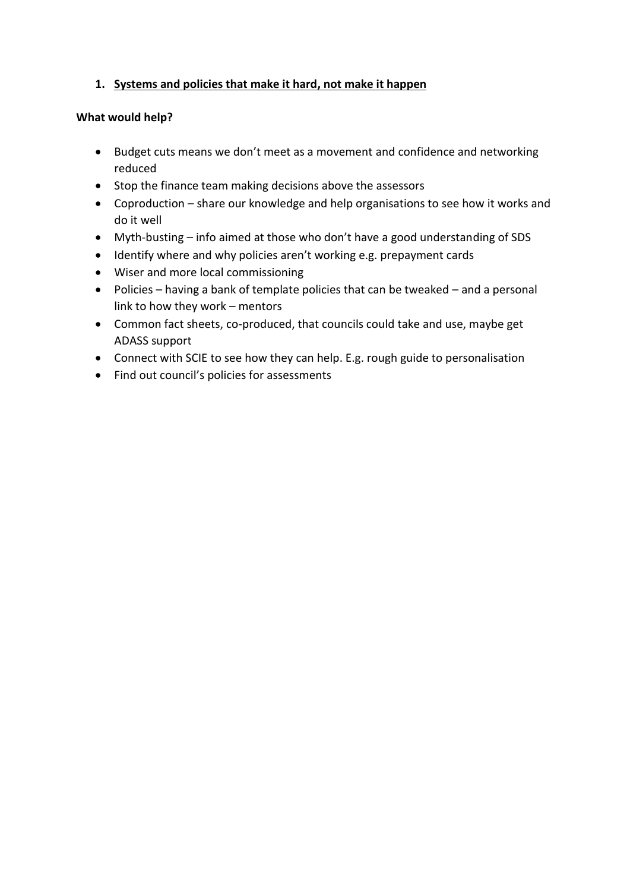1. **<u>Systems and policies that make it hard, not make it happen</u>**

**What would help?**

- Budget cuts means we don't meet as a movement and confidence and networking reduced
- Stop the finance team making decisions above the assessors
- Coproduction – share our knowledge and help organisations to see how it works and do it well
- Myth-busting – info aimed at those who don't have a good understanding of SDS
- Identify where and why policies aren't working e.g. prepayment cards
- Wiser and more local commissioning
- Policies – having a bank of template policies that can be tweaked – and a personal link to how they work – mentors
- Common fact sheets, co-produced, that councils could take and use, maybe get ADASS support
- Connect with SCIE to see how they can help. E.g. rough guide to personalisation
- Find out council's policies for assessments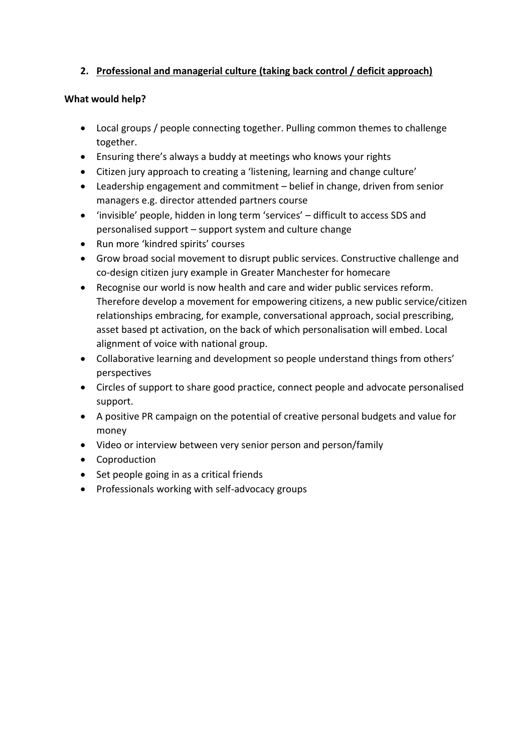2. **Professional and managerial culture (taking back control / deficit approach)**

**What would help?**

- Local groups / people connecting together. Pulling common themes to challenge together.
- Ensuring there's always a buddy at meetings who knows your rights
- Citizen jury approach to creating a 'listening, learning and change culture'
- Leadership engagement and commitment – belief in change, driven from senior managers e.g. director attended partners course
- 'invisible' people, hidden in long term 'services' – difficult to access SDS and personalised support – support system and culture change
- Run more 'kindred spirits' courses
- Grow broad social movement to disrupt public services. Constructive challenge and co-design citizen jury example in Greater Manchester for homecare
- Recognise our world is now health and care and wider public services reform. Therefore develop a movement for empowering citizens, a new public service/citizen relationships embracing, for example, conversational approach, social prescribing, asset based pt activation, on the back of which personalisation will embed. Local alignment of voice with national group.
- Collaborative learning and development so people understand things from others' perspectives
- Circles of support to share good practice, connect people and advocate personalised support.
- A positive PR campaign on the potential of creative personal budgets and value for money
- Video or interview between very senior person and person/family
- Coproduction
- Set people going in as a critical friends
- Professionals working with self-advocacy groups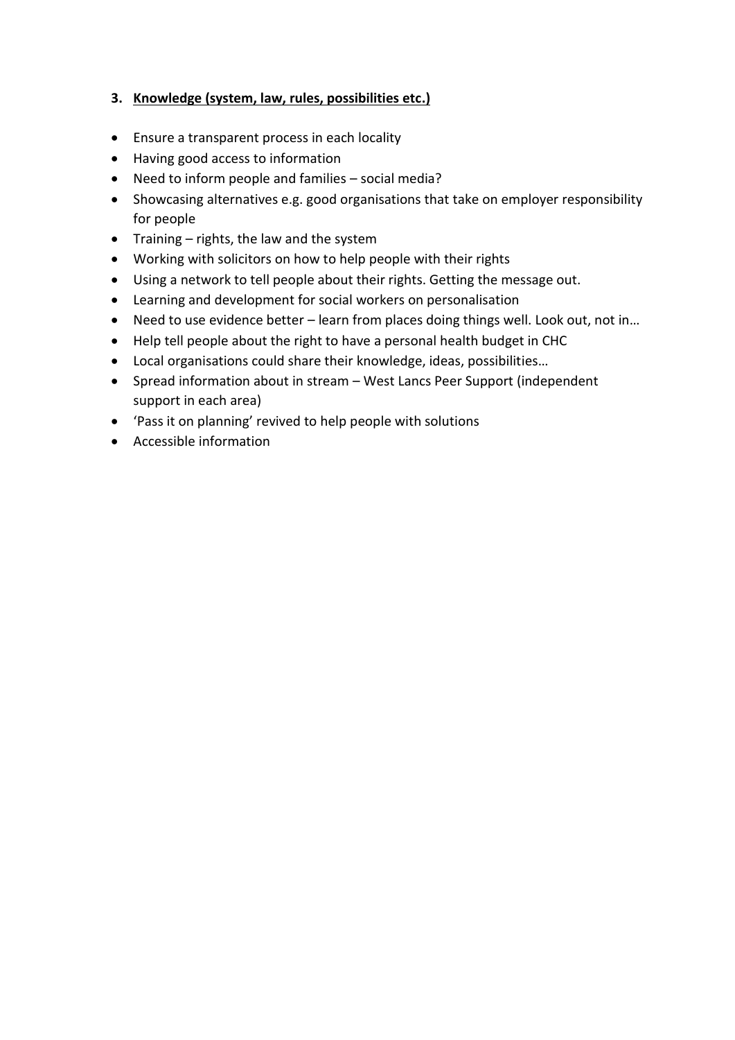### 3. **Knowledge (system, law, rules, possibilities etc.)**

- Ensure a transparent process in each locality
- Having good access to information
- Need to inform people and families – social media?
- Showcasing alternatives e.g. good organisations that take on employer responsibility for people
- Training – rights, the law and the system
- Working with solicitors on how to help people with their rights
- Using a network to tell people about their rights. Getting the message out.
- Learning and development for social workers on personalisation
- Need to use evidence better – learn from places doing things well. Look out, not in…
- Help tell people about the right to have a personal health budget in CHC
- Local organisations could share their knowledge, ideas, possibilities…
- Spread information about in stream – West Lancs Peer Support (independent support in each area)
- 'Pass it on planning' revived to help people with solutions
- Accessible information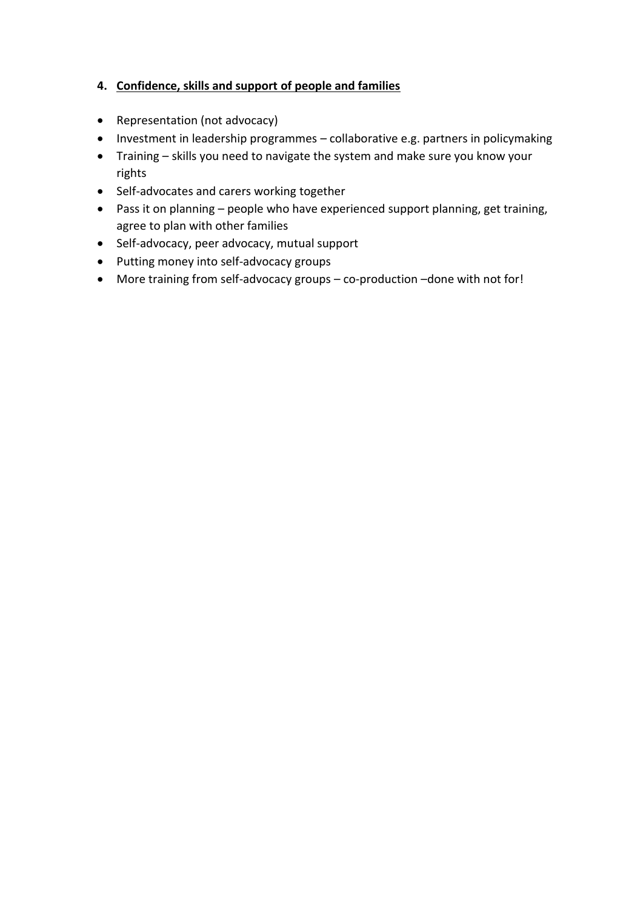**4. Confidence, skills and support of people and families**

- Representation (not advocacy)
- Investment in leadership programmes – collaborative e.g. partners in policymaking
- Training – skills you need to navigate the system and make sure you know your rights
- Self-advocates and carers working together
- Pass it on planning – people who have experienced support planning, get training, agree to plan with other families
- Self-advocacy, peer advocacy, mutual support
- Putting money into self-advocacy groups
- More training from self-advocacy groups – co-production –done with not for!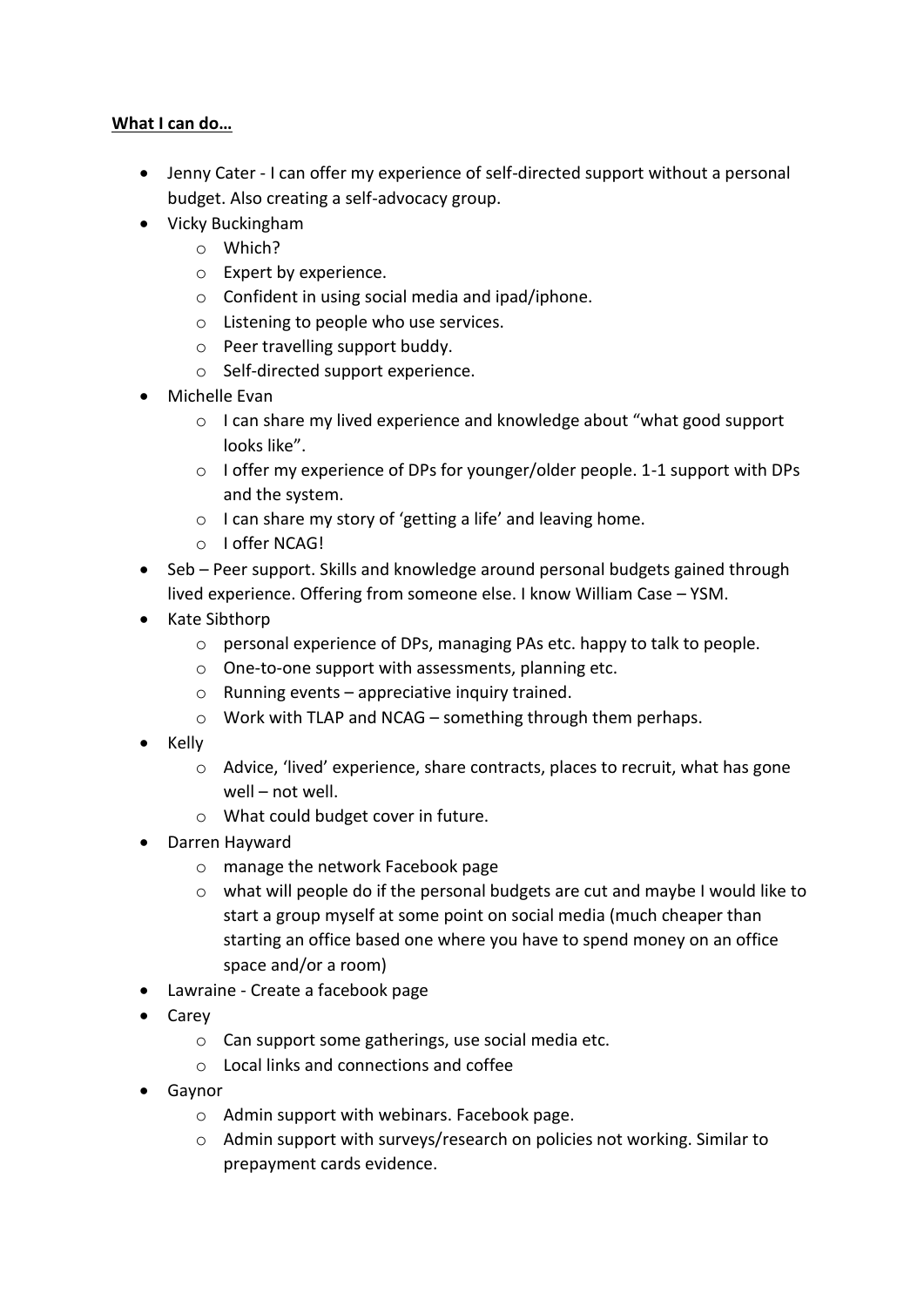**What I can do…**

- Jenny Cater - I can offer my experience of self-directed support without a personal budget. Also creating a self-advocacy group.
- Vicky Buckingham
    - Which?
    - Expert by experience.
    - Confident in using social media and ipad/iphone.
    - Listening to people who use services.
    - Peer travelling support buddy.
    - Self-directed support experience.
- Michelle Evan
    - I can share my lived experience and knowledge about "what good support looks like".
    - I offer my experience of DPs for younger/older people. 1-1 support with DPs and the system.
    - I can share my story of 'getting a life' and leaving home.
    - I offer NCAG!
- Seb – Peer support. Skills and knowledge around personal budgets gained through lived experience. Offering from someone else. I know William Case – YSM.
- Kate Sibthorp
    - personal experience of DPs, managing PAs etc. happy to talk to people.
    - One-to-one support with assessments, planning etc.
    - Running events – appreciative inquiry trained.
    - Work with TLAP and NCAG – something through them perhaps.
- Kelly
    - Advice, 'lived' experience, share contracts, places to recruit, what has gone well – not well.
    - What could budget cover in future.
- Darren Hayward
    - manage the network Facebook page
    - what will people do if the personal budgets are cut and maybe I would like to start a group myself at some point on social media (much cheaper than starting an office based one where you have to spend money on an office space and/or a room)
- Lawraine - Create a facebook page
- Carey
    - Can support some gatherings, use social media etc.
    - Local links and connections and coffee
- Gaynor
    - Admin support with webinars. Facebook page.
    - Admin support with surveys/research on policies not working. Similar to prepayment cards evidence.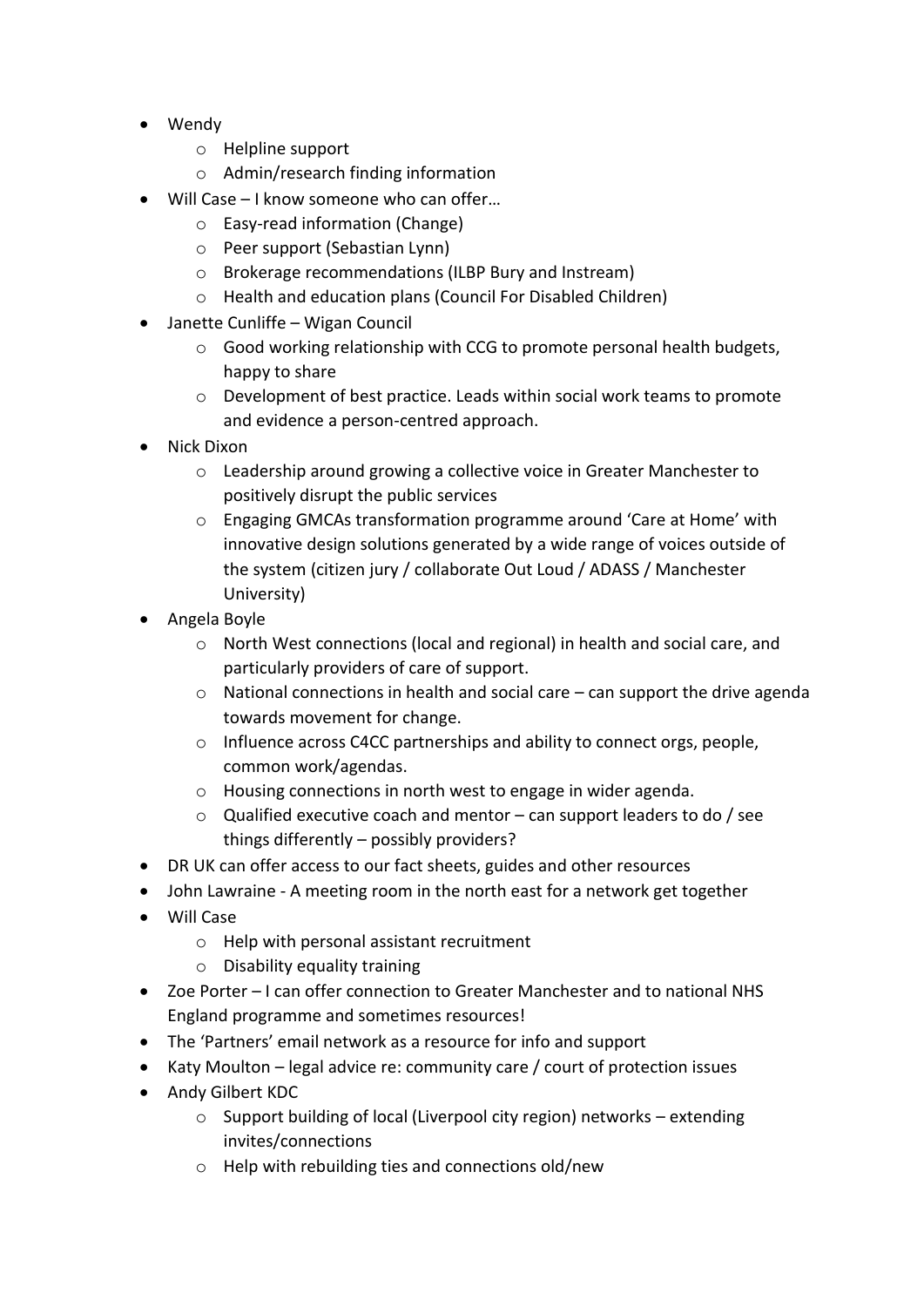- Wendy
    - Helpline support
    - Admin/research finding information
- Will Case – I know someone who can offer…
    - Easy-read information (Change)
    - Peer support (Sebastian Lynn)
    - Brokerage recommendations (ILBP Bury and Instream)
    - Health and education plans (Council For Disabled Children)
- Janette Cunliffe – Wigan Council
    - Good working relationship with CCG to promote personal health budgets, happy to share
    - Development of best practice. Leads within social work teams to promote and evidence a person-centred approach.
- Nick Dixon
    - Leadership around growing a collective voice in Greater Manchester to positively disrupt the public services
    - Engaging GMCAs transformation programme around 'Care at Home' with innovative design solutions generated by a wide range of voices outside of the system (citizen jury / collaborate Out Loud / ADASS / Manchester University)
- Angela Boyle
    - North West connections (local and regional) in health and social care, and particularly providers of care of support.
    - National connections in health and social care – can support the drive agenda towards movement for change.
    - Influence across C4CC partnerships and ability to connect orgs, people, common work/agendas.
    - Housing connections in north west to engage in wider agenda.
    - Qualified executive coach and mentor – can support leaders to do / see things differently – possibly providers?
- DR UK can offer access to our fact sheets, guides and other resources
- John Lawraine - A meeting room in the north east for a network get together
- Will Case
    - Help with personal assistant recruitment
    - Disability equality training
- Zoe Porter – I can offer connection to Greater Manchester and to national NHS England programme and sometimes resources!
- The 'Partners' email network as a resource for info and support
- Katy Moulton – legal advice re: community care / court of protection issues
- Andy Gilbert KDC
    - Support building of local (Liverpool city region) networks – extending invites/connections
    - Help with rebuilding ties and connections old/new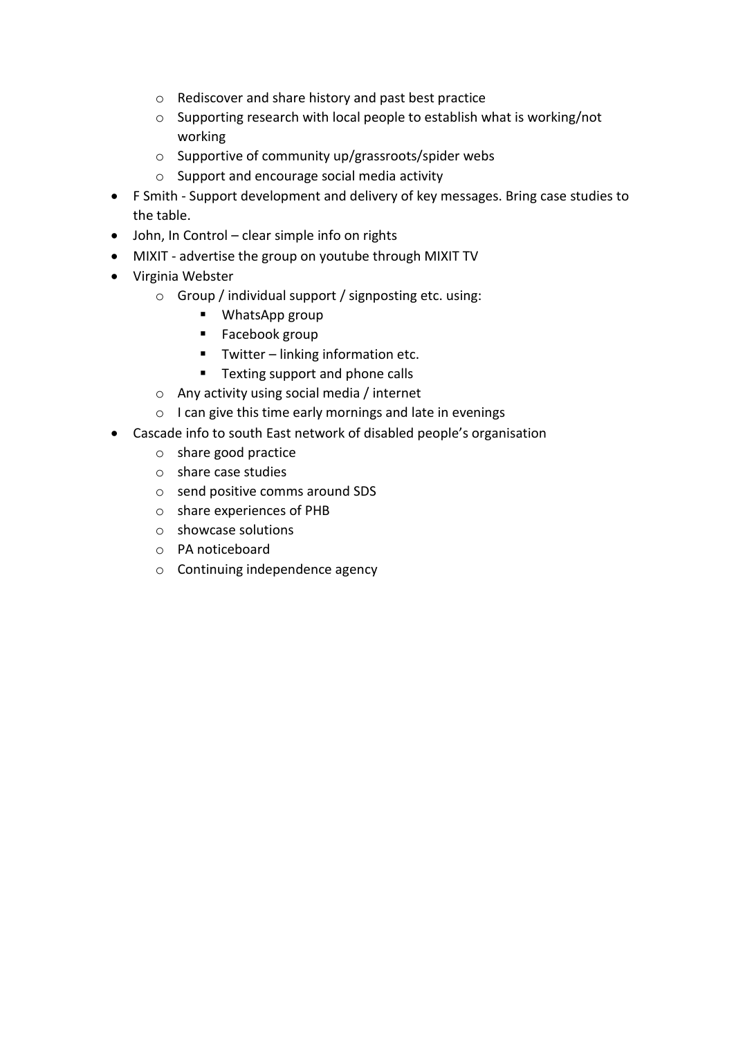- Rediscover and share history and past best practice
  - Supporting research with local people to establish what is working/not working
  - Supportive of community up/grassroots/spider webs
  - Support and encourage social media activity
- F Smith - Support development and delivery of key messages. Bring case studies to the table.
- John, In Control – clear simple info on rights
- MIXIT - advertise the group on youtube through MIXIT TV
- Virginia Webster
  - Group / individual support / signposting etc. using:
    - WhatsApp group
    - Facebook group
    - Twitter – linking information etc.
    - Texting support and phone calls
  - Any activity using social media / internet
  - I can give this time early mornings and late in evenings
- Cascade info to south East network of disabled people's organisation
  - share good practice
  - share case studies
  - send positive comms around SDS
  - share experiences of PHB
  - showcase solutions
  - PA noticeboard
  - Continuing independence agency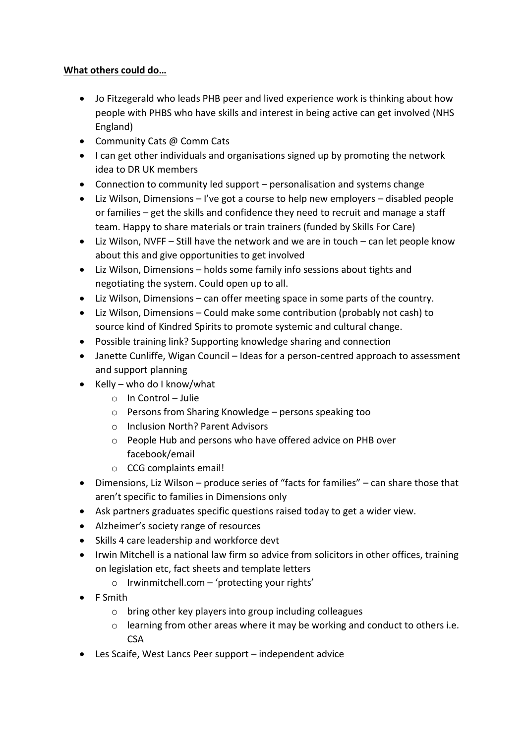**What others could do…**

- Jo Fitzegerald who leads PHB peer and lived experience work is thinking about how people with PHBS who have skills and interest in being active can get involved (NHS England)
- Community Cats @ Comm Cats
- I can get other individuals and organisations signed up by promoting the network idea to DR UK members
- Connection to community led support – personalisation and systems change
- Liz Wilson, Dimensions – I've got a course to help new employers – disabled people or families – get the skills and confidence they need to recruit and manage a staff team. Happy to share materials or train trainers (funded by Skills For Care)
- Liz Wilson, NVFF – Still have the network and we are in touch – can let people know about this and give opportunities to get involved
- Liz Wilson, Dimensions – holds some family info sessions about tights and negotiating the system. Could open up to all.
- Liz Wilson, Dimensions – can offer meeting space in some parts of the country.
- Liz Wilson, Dimensions – Could make some contribution (probably not cash) to source kind of Kindred Spirits to promote systemic and cultural change.
- Possible training link? Supporting knowledge sharing and connection
- Janette Cunliffe, Wigan Council – Ideas for a person-centred approach to assessment and support planning
- Kelly – who do I know/what
    - In Control – Julie
    - Persons from Sharing Knowledge – persons speaking too
    - Inclusion North? Parent Advisors
    - People Hub and persons who have offered advice on PHB over facebook/email
    - CCG complaints email!
- Dimensions, Liz Wilson – produce series of "facts for families" – can share those that aren't specific to families in Dimensions only
- Ask partners graduates specific questions raised today to get a wider view.
- Alzheimer's society range of resources
- Skills 4 care leadership and workforce devt
- Irwin Mitchell is a national law firm so advice from solicitors in other offices, training on legislation etc, fact sheets and template letters
    - Irwinmitchell.com – 'protecting your rights'
- F Smith
    - bring other key players into group including colleagues
    - learning from other areas where it may be working and conduct to others i.e. CSA
- Les Scaife, West Lancs Peer support – independent advice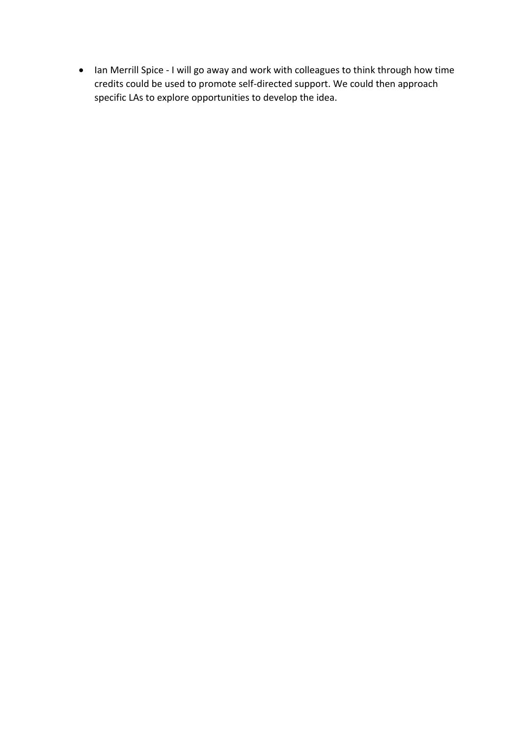- Ian Merrill Spice - I will go away and work with colleagues to think through how time credits could be used to promote self-directed support. We could then approach specific LAs to explore opportunities to develop the idea.